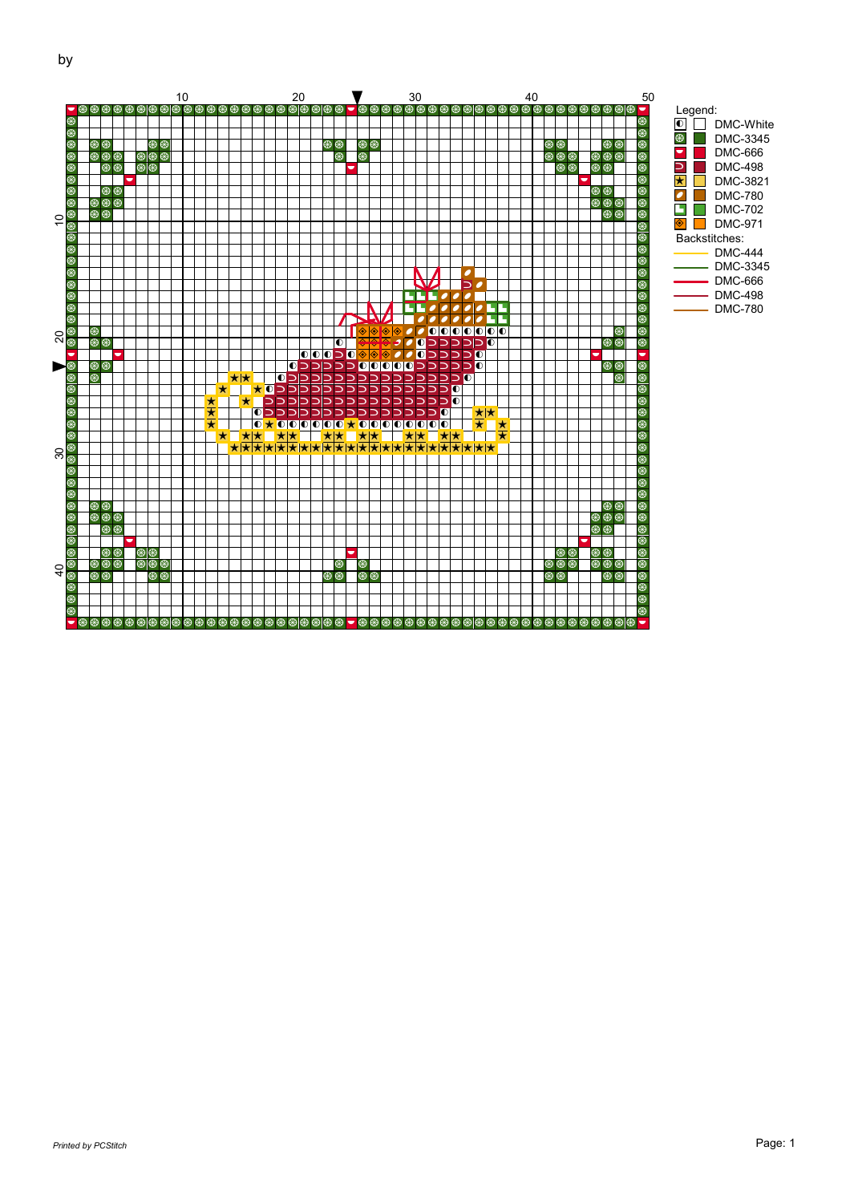by

Legend:

| Symbol | Color |
|---|---|
| ◐ | DMC-White |
| ⊛ | DMC-3345 |
| ◛ | DMC-666 |
| ⊃ | DMC-498 |
| ★ | DMC-3821 |
| ◪ | DMC-780 |
| ◳ | DMC-702 |
| ◈ | DMC-971 |

Backstitches:

- DMC-444
- DMC-3345
- DMC-666
- DMC-498
- DMC-780

*Printed by PCStitch*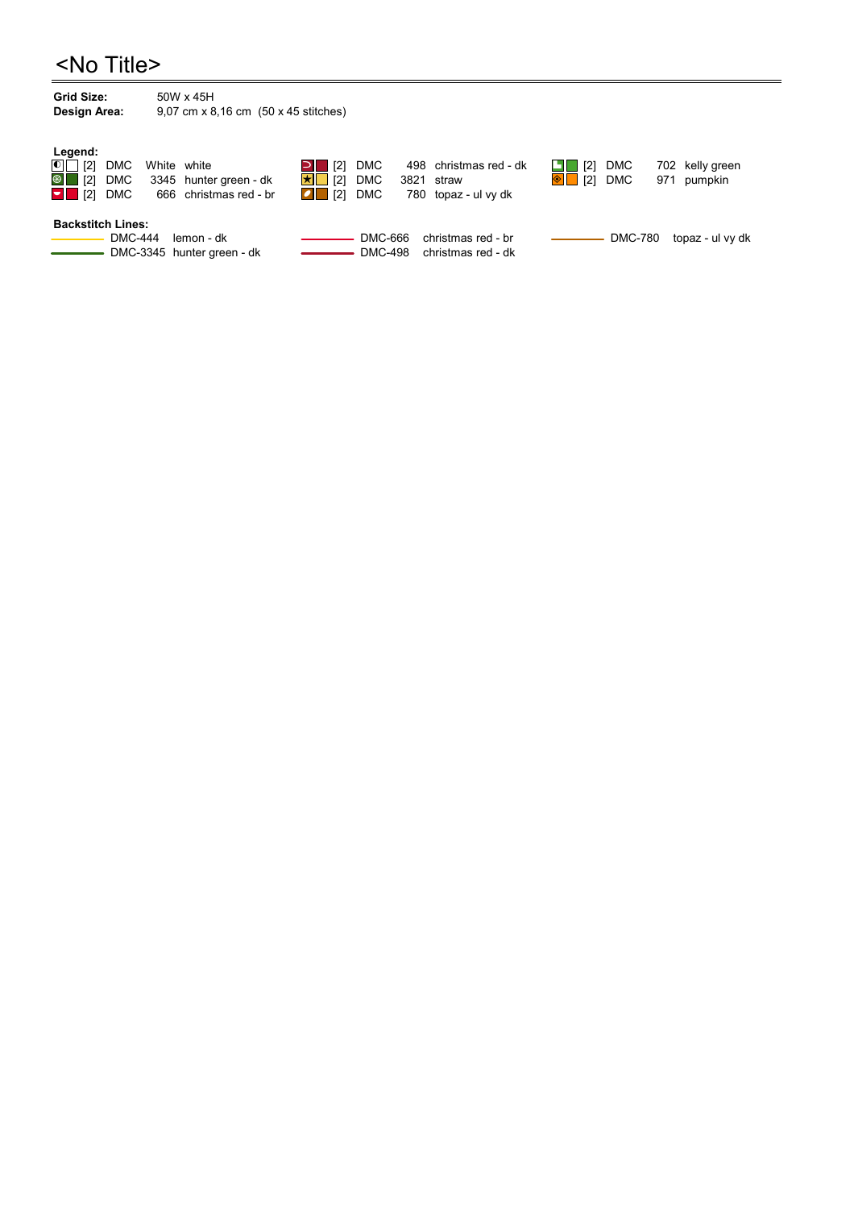# <No Title>

**Grid Size:** 50W x 45H
**Design Area:** 9,07 cm x 8,16 cm (50 x 45 stitches)

**Legend:**

| | | | |
|---|---|---|---|
| [2] | DMC | White | white |
| [2] | DMC | 3345 | hunter green - dk |
| [2] | DMC | 666 | christmas red - br |
| [2] | DMC | 498 | christmas red - dk |
| [2] | DMC | 3821 | straw |
| [2] | DMC | 780 | topaz - ul vy dk |
| [2] | DMC | 702 | kelly green |
| [2] | DMC | 971 | pumpkin |

**Backstitch Lines:**

| | |
|---|---|
| DMC-444 | lemon - dk |
| DMC-3345 | hunter green - dk |
| DMC-666 | christmas red - br |
| DMC-498 | christmas red - dk |
| DMC-780 | topaz - ul vy dk |